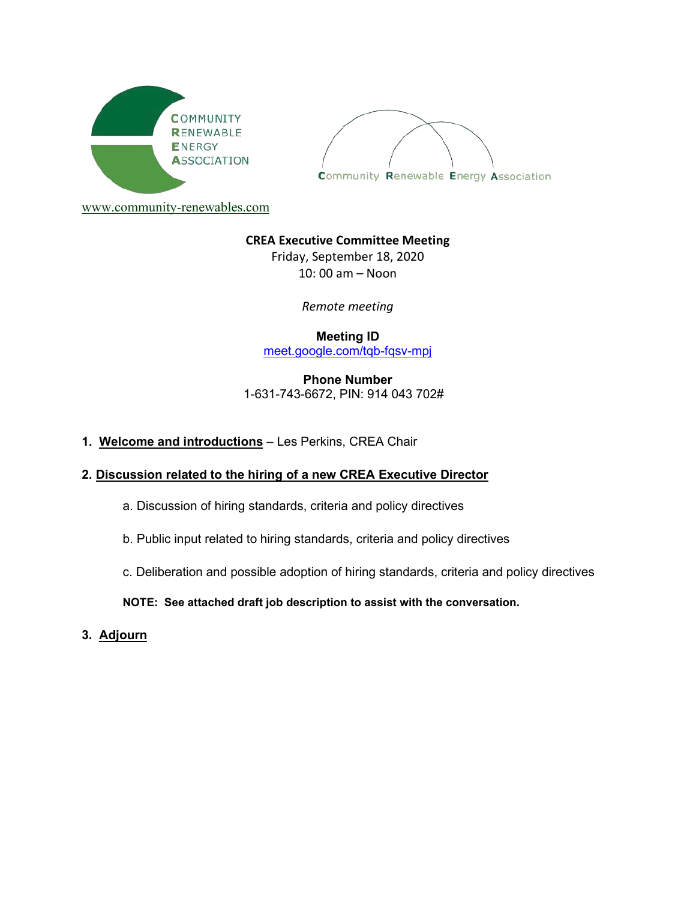COMMUNITY RENEWABLE ENERGY ASSOCIATION

Community Renewable Energy Association

www.community-renewables.com

**CREA Executive Committee Meeting**
Friday, September 18, 2020
10: 00 am – Noon

*Remote meeting*

**Meeting ID**
meet.google.com/tqb-fqsv-mpj

**Phone Number**
1-631-743-6672, PIN: 914 043 702#

1. **Welcome and introductions** – Les Perkins, CREA Chair

2. **Discussion related to the hiring of a new CREA Executive Director**

   a. Discussion of hiring standards, criteria and policy directives

   b. Public input related to hiring standards, criteria and policy directives

   c. Deliberation and possible adoption of hiring standards, criteria and policy directives

   **NOTE: See attached draft job description to assist with the conversation.**

3. **Adjourn**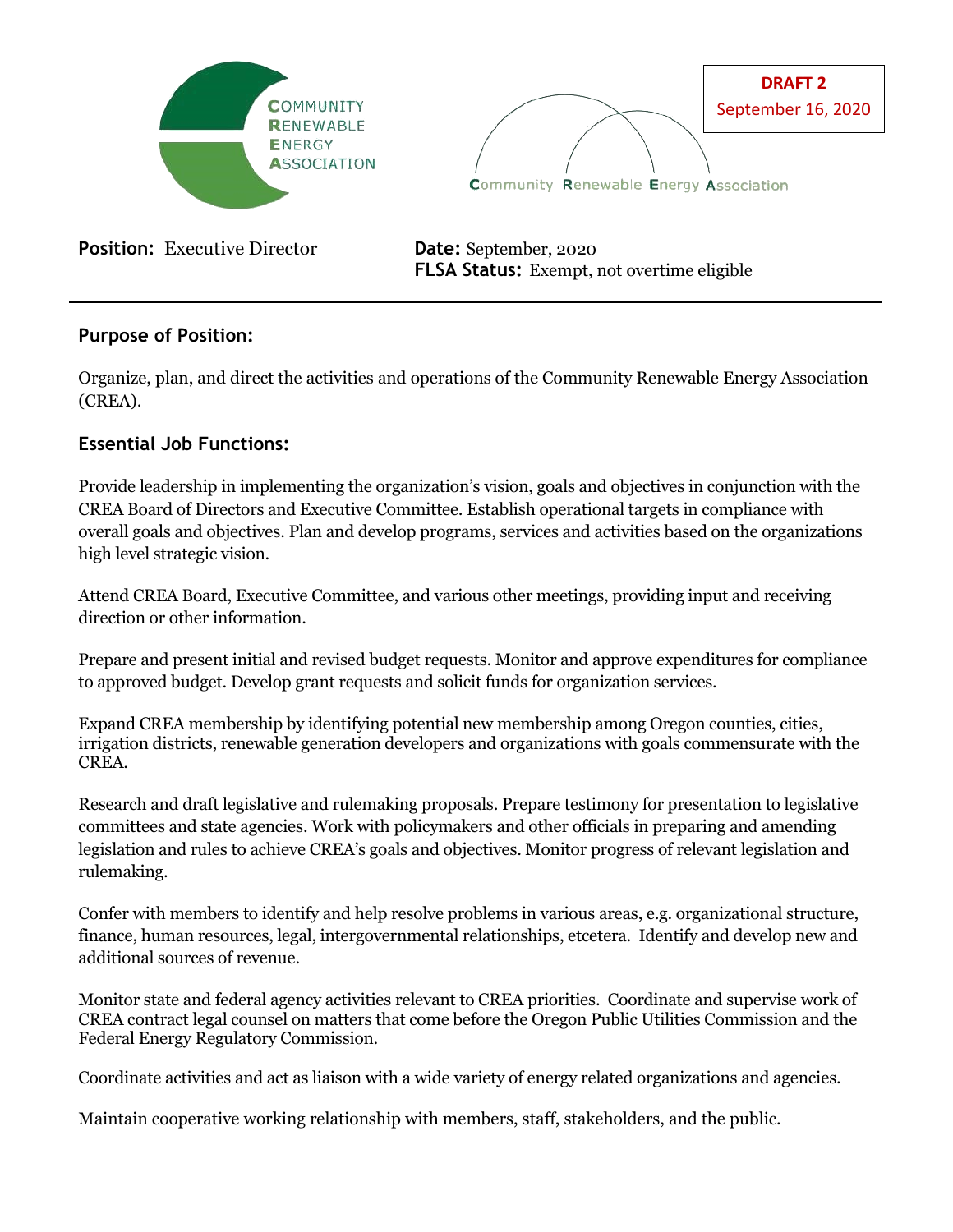**DRAFT 2**
September 16, 2020

**Position:** Executive Director

**Date:** September, 2020
**FLSA Status:** Exempt, not overtime eligible

---

### Purpose of Position:

Organize, plan, and direct the activities and operations of the Community Renewable Energy Association (CREA).

### Essential Job Functions:

Provide leadership in implementing the organization's vision, goals and objectives in conjunction with the CREA Board of Directors and Executive Committee. Establish operational targets in compliance with overall goals and objectives. Plan and develop programs, services and activities based on the organizations high level strategic vision.

Attend CREA Board, Executive Committee, and various other meetings, providing input and receiving direction or other information.

Prepare and present initial and revised budget requests. Monitor and approve expenditures for compliance to approved budget. Develop grant requests and solicit funds for organization services.

Expand CREA membership by identifying potential new membership among Oregon counties, cities, irrigation districts, renewable generation developers and organizations with goals commensurate with the CREA.

Research and draft legislative and rulemaking proposals. Prepare testimony for presentation to legislative committees and state agencies. Work with policymakers and other officials in preparing and amending legislation and rules to achieve CREA's goals and objectives. Monitor progress of relevant legislation and rulemaking.

Confer with members to identify and help resolve problems in various areas, e.g. organizational structure, finance, human resources, legal, intergovernmental relationships, etcetera. Identify and develop new and additional sources of revenue.

Monitor state and federal agency activities relevant to CREA priorities. Coordinate and supervise work of CREA contract legal counsel on matters that come before the Oregon Public Utilities Commission and the Federal Energy Regulatory Commission.

Coordinate activities and act as liaison with a wide variety of energy related organizations and agencies.

Maintain cooperative working relationship with members, staff, stakeholders, and the public.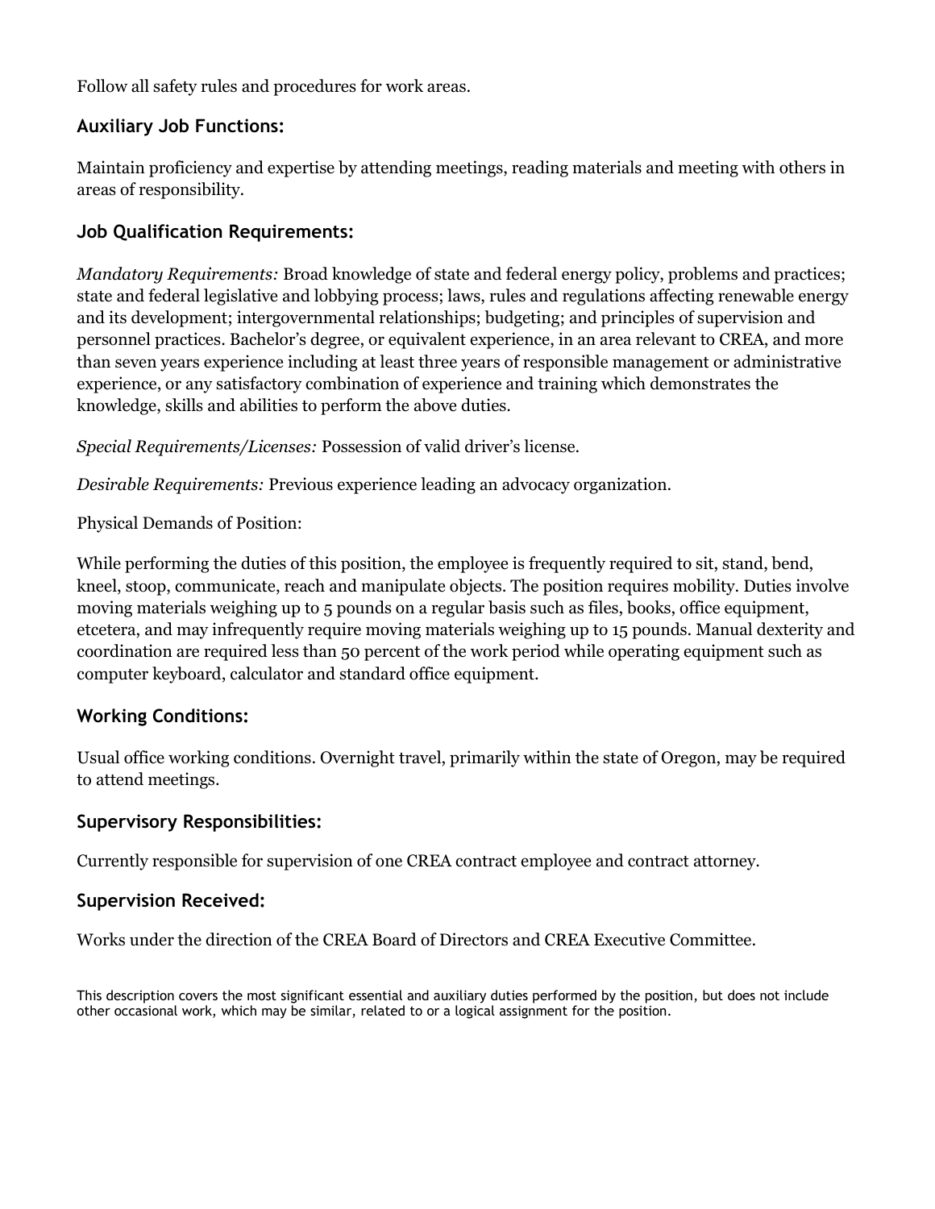Follow all safety rules and procedures for work areas.

## Auxiliary Job Functions:

Maintain proficiency and expertise by attending meetings, reading materials and meeting with others in areas of responsibility.

## Job Qualification Requirements:

*Mandatory Requirements:* Broad knowledge of state and federal energy policy, problems and practices; state and federal legislative and lobbying process; laws, rules and regulations affecting renewable energy and its development; intergovernmental relationships; budgeting; and principles of supervision and personnel practices. Bachelor's degree, or equivalent experience, in an area relevant to CREA, and more than seven years experience including at least three years of responsible management or administrative experience, or any satisfactory combination of experience and training which demonstrates the knowledge, skills and abilities to perform the above duties.

*Special Requirements/Licenses:* Possession of valid driver's license.

*Desirable Requirements:* Previous experience leading an advocacy organization.

Physical Demands of Position:

While performing the duties of this position, the employee is frequently required to sit, stand, bend, kneel, stoop, communicate, reach and manipulate objects. The position requires mobility. Duties involve moving materials weighing up to 5 pounds on a regular basis such as files, books, office equipment, etcetera, and may infrequently require moving materials weighing up to 15 pounds. Manual dexterity and coordination are required less than 50 percent of the work period while operating equipment such as computer keyboard, calculator and standard office equipment.

## Working Conditions:

Usual office working conditions. Overnight travel, primarily within the state of Oregon, may be required to attend meetings.

## Supervisory Responsibilities:

Currently responsible for supervision of one CREA contract employee and contract attorney.

## Supervision Received:

Works under the direction of the CREA Board of Directors and CREA Executive Committee.

This description covers the most significant essential and auxiliary duties performed by the position, but does not include other occasional work, which may be similar, related to or a logical assignment for the position.